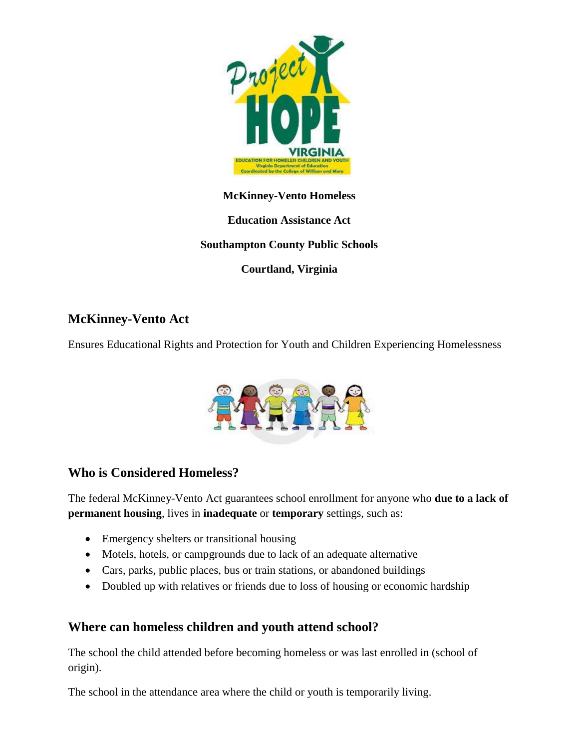**McKinney-Vento Homeless**

**Education Assistance Act**

**Southampton County Public Schools**

**Courtland, Virginia**

## McKinney-Vento Act

Ensures Educational Rights and Protection for Youth and Children Experiencing Homelessness

## Who is Considered Homeless?

The federal McKinney-Vento Act guarantees school enrollment for anyone who **due to a lack of permanent housing**, lives in **inadequate** or **temporary** settings, such as:

- Emergency shelters or transitional housing
- Motels, hotels, or campgrounds due to lack of an adequate alternative
- Cars, parks, public places, bus or train stations, or abandoned buildings
- Doubled up with relatives or friends due to loss of housing or economic hardship

## Where can homeless children and youth attend school?

The school the child attended before becoming homeless or was last enrolled in (school of origin).

The school in the attendance area where the child or youth is temporarily living.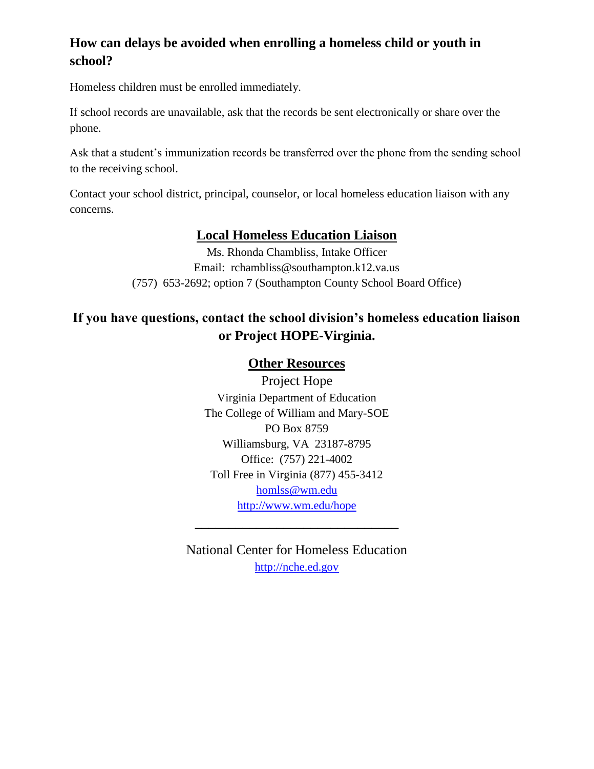## How can delays be avoided when enrolling a homeless child or youth in school?

Homeless children must be enrolled immediately.

If school records are unavailable, ask that the records be sent electronically or share over the phone.

Ask that a student's immunization records be transferred over the phone from the sending school to the receiving school.

Contact your school district, principal, counselor, or local homeless education liaison with any concerns.

**Local Homeless Education Liaison**

Ms. Rhonda Chambliss, Intake Officer
Email: rchambliss@southampton.k12.va.us
(757) 653-2692; option 7 (Southampton County School Board Office)

**If you have questions, contact the school division's homeless education liaison or Project HOPE-Virginia.**

**Other Resources**

Project Hope
Virginia Department of Education
The College of William and Mary-SOE
PO Box 8759
Williamsburg, VA 23187-8795
Office: (757) 221-4002
Toll Free in Virginia (877) 455-3412
homlss@wm.edu
http://www.wm.edu/hope

---

National Center for Homeless Education
http://nche.ed.gov